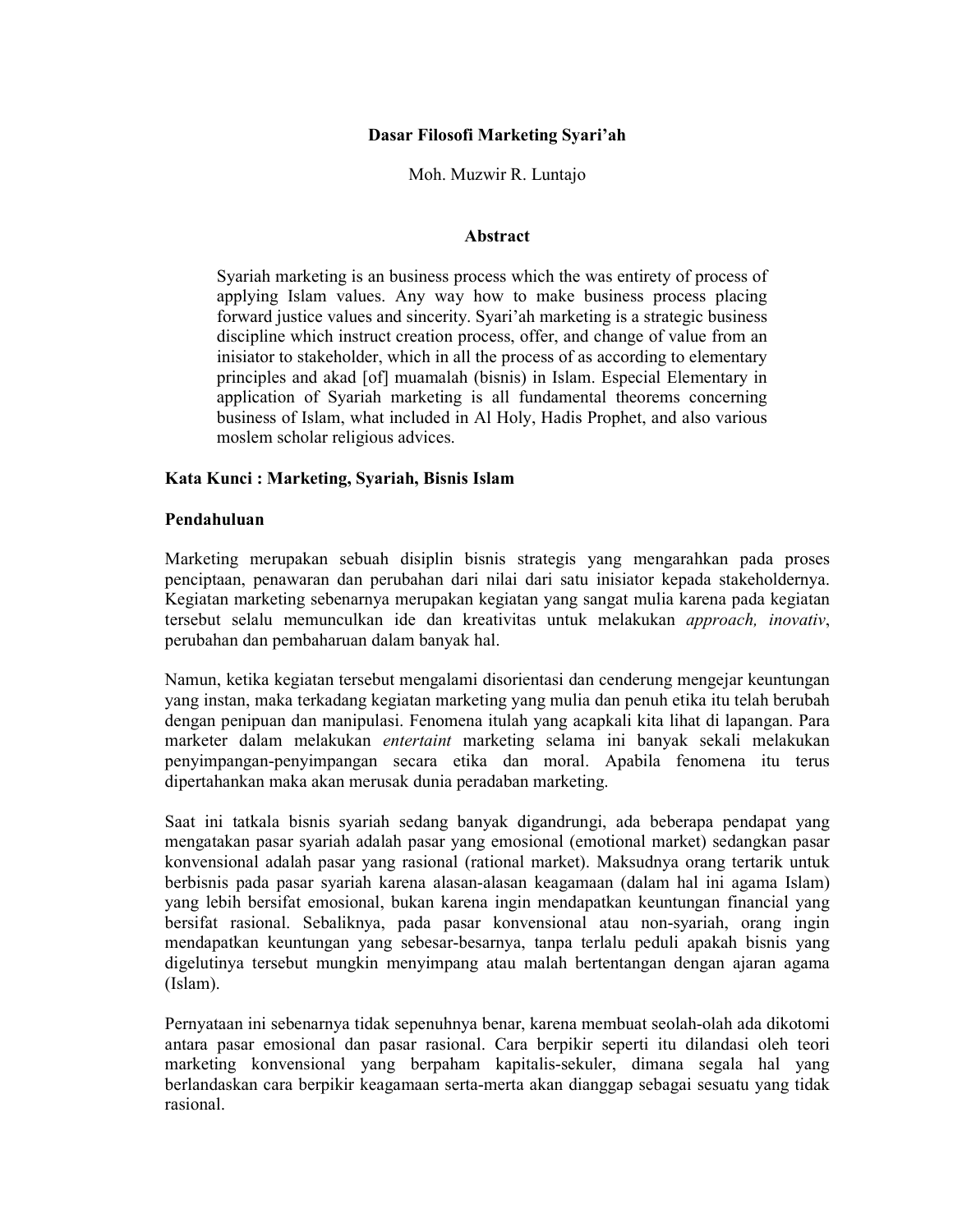# Dasar Filosofi Marketing Syari'ah

Moh. Muzwir R. Luntajo

## Abstract

Syariah marketing is an business process which the was entirety of process of applying Islam values. Any way how to make business process placing forward justice values and sincerity. Syari'ah marketing is a strategic business discipline which instruct creation process, offer, and change of value from an inisiator to stakeholder, which in all the process of as according to elementary principles and akad [of] muamalah (bisnis) in Islam. Especial Elementary in application of Syariah marketing is all fundamental theorems concerning business of Islam, what included in Al Holy, Hadis Prophet, and also various moslem scholar religious advices.

**Kata Kunci : Marketing, Syariah, Bisnis Islam**

## Pendahuluan

Marketing merupakan sebuah disiplin bisnis strategis yang mengarahkan pada proses penciptaan, penawaran dan perubahan dari nilai dari satu inisiator kepada stakeholdernya. Kegiatan marketing sebenarnya merupakan kegiatan yang sangat mulia karena pada kegiatan tersebut selalu memunculkan ide dan kreativitas untuk melakukan *approach, inovativ*, perubahan dan pembaharuan dalam banyak hal.

Namun, ketika kegiatan tersebut mengalami disorientasi dan cenderung mengejar keuntungan yang instan, maka terkadang kegiatan marketing yang mulia dan penuh etika itu telah berubah dengan penipuan dan manipulasi. Fenomena itulah yang acapkali kita lihat di lapangan. Para marketer dalam melakukan *entertaint* marketing selama ini banyak sekali melakukan penyimpangan-penyimpangan secara etika dan moral. Apabila fenomena itu terus dipertahankan maka akan merusak dunia peradaban marketing.

Saat ini tatkala bisnis syariah sedang banyak digandrungi, ada beberapa pendapat yang mengatakan pasar syariah adalah pasar yang emosional (emotional market) sedangkan pasar konvensional adalah pasar yang rasional (rational market). Maksudnya orang tertarik untuk berbisnis pada pasar syariah karena alasan-alasan keagamaan (dalam hal ini agama Islam) yang lebih bersifat emosional, bukan karena ingin mendapatkan keuntungan financial yang bersifat rasional. Sebaliknya, pada pasar konvensional atau non-syariah, orang ingin mendapatkan keuntungan yang sebesar-besarnya, tanpa terlalu peduli apakah bisnis yang digelutinya tersebut mungkin menyimpang atau malah bertentangan dengan ajaran agama (Islam).

Pernyataan ini sebenarnya tidak sepenuhnya benar, karena membuat seolah-olah ada dikotomi antara pasar emosional dan pasar rasional. Cara berpikir seperti itu dilandasi oleh teori marketing konvensional yang berpaham kapitalis-sekuler, dimana segala hal yang berlandaskan cara berpikir keagamaan serta-merta akan dianggap sebagai sesuatu yang tidak rasional.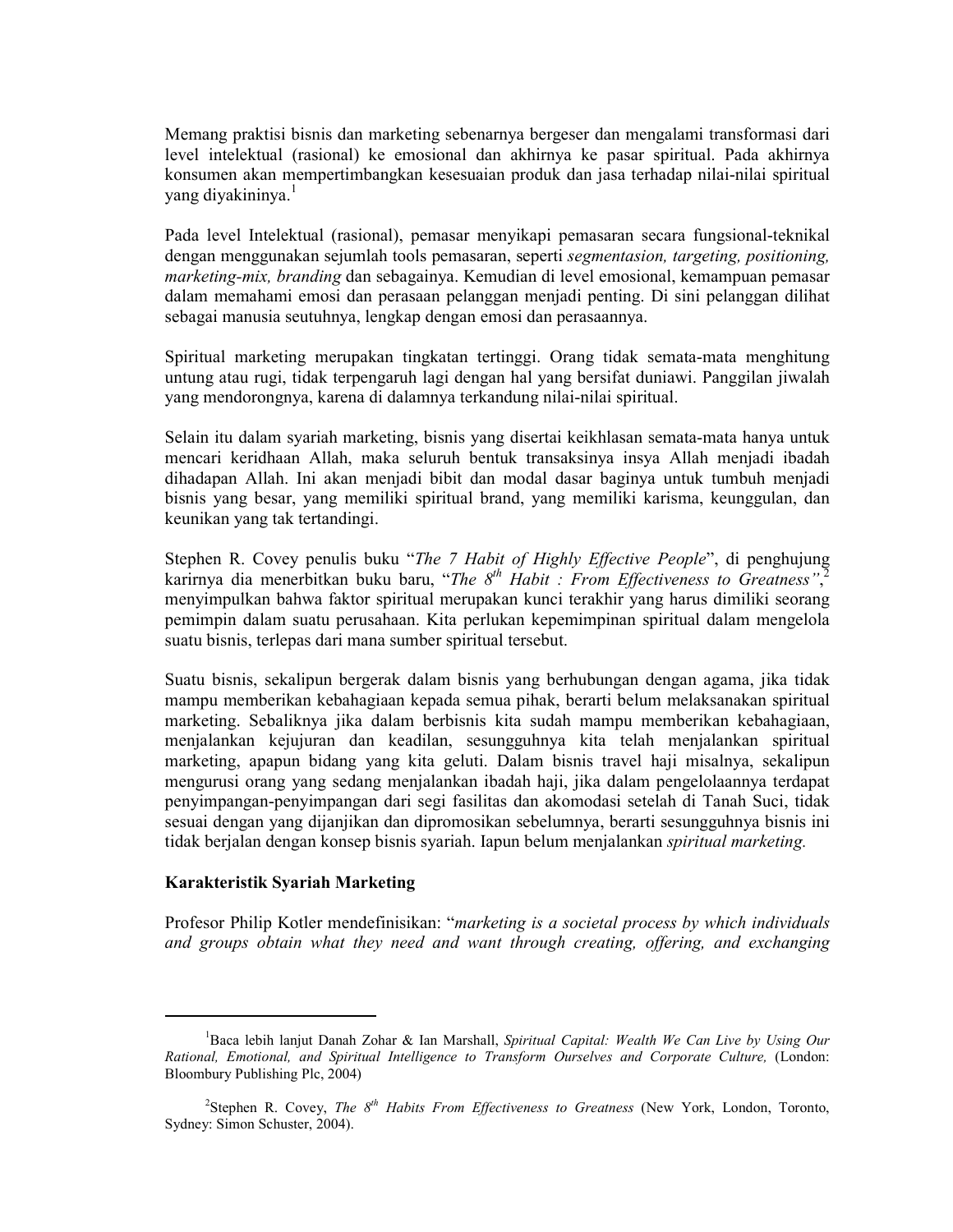Memang praktisi bisnis dan marketing sebenarnya bergeser dan mengalami transformasi dari level intelektual (rasional) ke emosional dan akhirnya ke pasar spiritual. Pada akhirnya konsumen akan mempertimbangkan kesesuaian produk dan jasa terhadap nilai-nilai spiritual yang diyakininya.[1]

Pada level Intelektual (rasional), pemasar menyikapi pemasaran secara fungsional-teknikal dengan menggunakan sejumlah tools pemasaran, seperti *segmentasion, targeting, positioning, marketing-mix, branding* dan sebagainya. Kemudian di level emosional, kemampuan pemasar dalam memahami emosi dan perasaan pelanggan menjadi penting. Di sini pelanggan dilihat sebagai manusia seutuhnya, lengkap dengan emosi dan perasaannya.

Spiritual marketing merupakan tingkatan tertinggi. Orang tidak semata-mata menghitung untung atau rugi, tidak terpengaruh lagi dengan hal yang bersifat duniawi. Panggilan jiwalah yang mendorongnya, karena di dalamnya terkandung nilai-nilai spiritual.

Selain itu dalam syariah marketing, bisnis yang disertai keikhlasan semata-mata hanya untuk mencari keridhaan Allah, maka seluruh bentuk transaksinya insya Allah menjadi ibadah dihadapan Allah. Ini akan menjadi bibit dan modal dasar baginya untuk tumbuh menjadi bisnis yang besar, yang memiliki spiritual brand, yang memiliki karisma, keunggulan, dan keunikan yang tak tertandingi.

Stephen R. Covey penulis buku "*The 7 Habit of Highly Effective People*", di penghujung karirnya dia menerbitkan buku baru, "*The 8th Habit : From Effectiveness to Greatness*",[2] menyimpulkan bahwa faktor spiritual merupakan kunci terakhir yang harus dimiliki seorang pemimpin dalam suatu perusahaan. Kita perlukan kepemimpinan spiritual dalam mengelola suatu bisnis, terlepas dari mana sumber spiritual tersebut.

Suatu bisnis, sekalipun bergerak dalam bisnis yang berhubungan dengan agama, jika tidak mampu memberikan kebahagiaan kepada semua pihak, berarti belum melaksanakan spiritual marketing. Sebaliknya jika dalam berbisnis kita sudah mampu memberikan kebahagiaan, menjalankan kejujuran dan keadilan, sesungguhnya kita telah menjalankan spiritual marketing, apapun bidang yang kita geluti. Dalam bisnis travel haji misalnya, sekalipun mengurusi orang yang sedang menjalankan ibadah haji, jika dalam pengelolaannya terdapat penyimpangan-penyimpangan dari segi fasilitas dan akomodasi setelah di Tanah Suci, tidak sesuai dengan yang dijanjikan dan dipromosikan sebelumnya, berarti sesungguhnya bisnis ini tidak berjalan dengan konsep bisnis syariah. Iapun belum menjalankan *spiritual marketing.*

**Karakteristik Syariah Marketing**

Profesor Philip Kotler mendefinisikan: "*marketing is a societal process by which individuals and groups obtain what they need and want through creating, offering, and exchanging*

---

[1] Baca lebih lanjut Danah Zohar & Ian Marshall, *Spiritual Capital: Wealth We Can Live by Using Our Rational, Emotional, and Spiritual Intelligence to Transform Ourselves and Corporate Culture,* (London: Bloombury Publishing Plc, 2004)

[2] Stephen R. Covey, *The 8th Habits From Effectiveness to Greatness* (New York, London, Toronto, Sydney: Simon Schuster, 2004).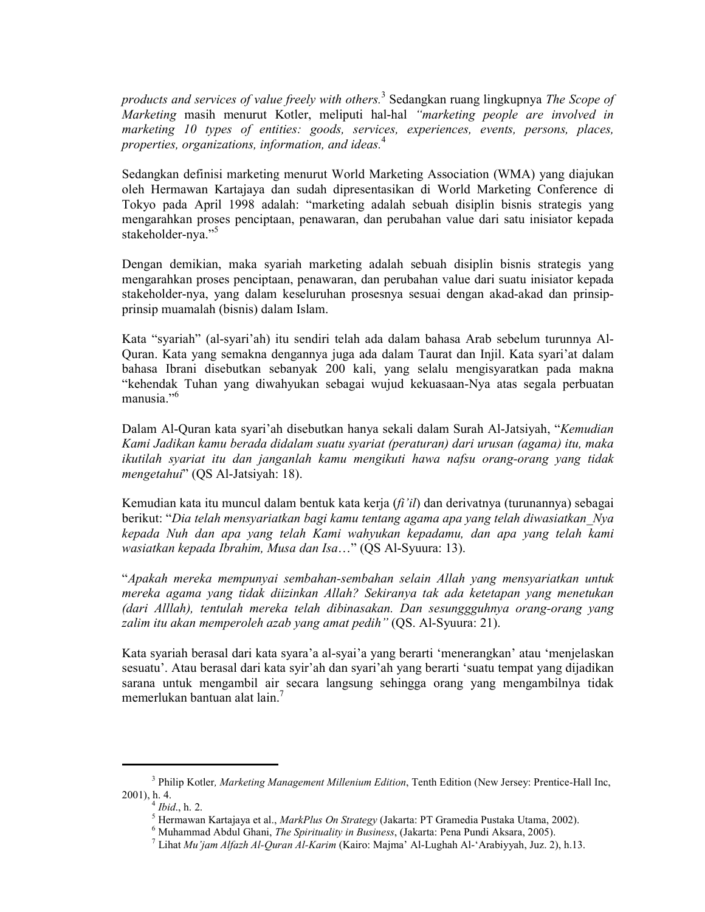*products and services of value freely with others.*[3] Sedangkan ruang lingkupnya *The Scope of Marketing* masih menurut Kotler, meliputi hal-hal *"marketing people are involved in marketing 10 types of entities: goods, services, experiences, events, persons, places, properties, organizations, information, and ideas.*[4]

Sedangkan definisi marketing menurut World Marketing Association (WMA) yang diajukan oleh Hermawan Kartajaya dan sudah dipresentasikan di World Marketing Conference di Tokyo pada April 1998 adalah: "marketing adalah sebuah disiplin bisnis strategis yang mengarahkan proses penciptaan, penawaran, dan perubahan value dari satu inisiator kepada stakeholder-nya."[5]

Dengan demikian, maka syariah marketing adalah sebuah disiplin bisnis strategis yang mengarahkan proses penciptaan, penawaran, dan perubahan value dari suatu inisiator kepada stakeholder-nya, yang dalam keseluruhan prosesnya sesuai dengan akad-akad dan prinsip-prinsip muamalah (bisnis) dalam Islam.

Kata "syariah" (al-syari'ah) itu sendiri telah ada dalam bahasa Arab sebelum turunnya Al-Quran. Kata yang semakna dengannya juga ada dalam Taurat dan Injil. Kata syari'at dalam bahasa Ibrani disebutkan sebanyak 200 kali, yang selalu mengisyaratkan pada makna "kehendak Tuhan yang diwahyukan sebagai wujud kekuasaan-Nya atas segala perbuatan manusia."[6]

Dalam Al-Quran kata syari'ah disebutkan hanya sekali dalam Surah Al-Jatsiyah, "*Kemudian Kami Jadikan kamu berada didalam suatu syariat (peraturan) dari urusan (agama) itu, maka ikutilah syariat itu dan janganlah kamu mengikuti hawa nafsu orang-orang yang tidak mengetahui*" (QS Al-Jatsiyah: 18).

Kemudian kata itu muncul dalam bentuk kata kerja (*fi'il*) dan derivatnya (turunannya) sebagai berikut: "*Dia telah mensyariatkan bagi kamu tentang agama apa yang telah diwasiatkan_Nya kepada Nuh dan apa yang telah Kami wahyukan kepadamu, dan apa yang telah kami wasiatkan kepada Ibrahim, Musa dan Isa*…" (QS Al-Syuura: 13).

"*Apakah mereka mempunyai sembahan-sembahan selain Allah yang mensyariatkan untuk mereka agama yang tidak diizinkan Allah? Sekiranya tak ada ketetapan yang menetukan (dari Alllah), tentulah mereka telah dibinasakan. Dan sesungguhnya orang-orang yang zalim itu akan memperoleh azab yang amat pedih"* (QS. Al-Syuura: 21).

Kata syariah berasal dari kata syara'a al-syai'a yang berarti 'menerangkan' atau 'menjelaskan sesuatu'. Atau berasal dari kata syir'ah dan syari'ah yang berarti 'suatu tempat yang dijadikan sarana untuk mengambil air secara langsung sehingga orang yang mengambilnya tidak memerlukan bantuan alat lain.[7]

---

[3] Philip Kotler*, Marketing Management Millenium Edition*, Tenth Edition (New Jersey: Prentice-Hall Inc, 2001), h. 4.

[4] *Ibid*., h. 2.

[5] Hermawan Kartajaya et al., *MarkPlus On Strategy* (Jakarta: PT Gramedia Pustaka Utama, 2002).

[6] Muhammad Abdul Ghani, *The Spirituality in Business*, (Jakarta: Pena Pundi Aksara, 2005).

[7] Lihat *Mu'jam Alfazh Al-Quran Al-Karim* (Kairo: Majma' Al-Lughah Al-'Arabiyyah, Juz. 2), h.13.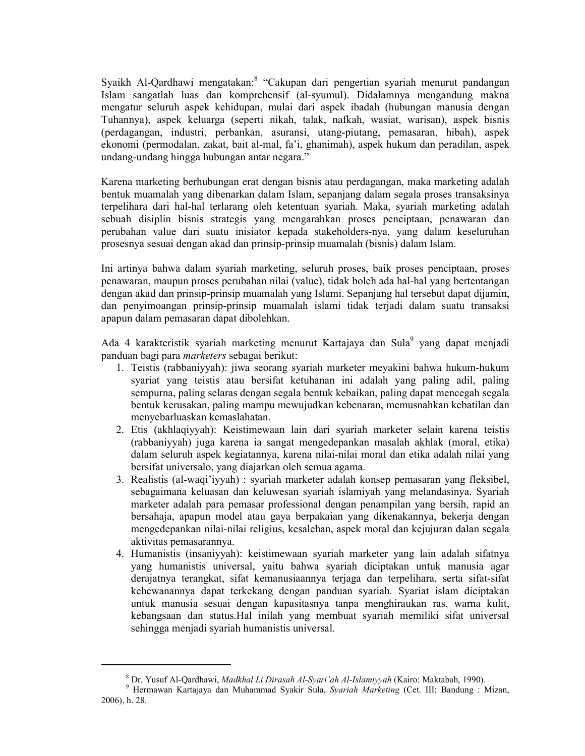Syaikh Al-Qardhawi mengatakan:[8] "Cakupan dari pengertian syariah menurut pandangan Islam sangatlah luas dan komprehensif (al-syumul). Didalamnya mengandung makna mengatur seluruh aspek kehidupan, mulai dari aspek ibadah (hubungan manusia dengan Tuhannya), aspek keluarga (seperti nikah, talak, nafkah, wasiat, warisan), aspek bisnis (perdagangan, industri, perbankan, asuransi, utang-piutang, pemasaran, hibah), aspek ekonomi (permodalan, zakat, bait al-mal, fa'i, ghanimah), aspek hukum dan peradilan, aspek undang-undang hingga hubungan antar negara."

Karena marketing berhubungan erat dengan bisnis atau perdagangan, maka marketing adalah bentuk muamalah yang dibenarkan dalam Islam, sepanjang dalam segala proses transaksinya terpelihara dari hal-hal terlarang oleh ketentuan syariah. Maka, syariah marketing adalah sebuah disiplin bisnis strategis yang mengarahkan proses penciptaan, penawaran dan perubahan value dari suatu inisiator kepada stakeholders-nya, yang dalam keseluruhan prosesnya sesuai dengan akad dan prinsip-prinsip muamalah (bisnis) dalam Islam.

Ini artinya bahwa dalam syariah marketing, seluruh proses, baik proses penciptaan, proses penawaran, maupun proses perubahan nilai (value), tidak boleh ada hal-hal yang bertentangan dengan akad dan prinsip-prinsip muamalah yang Islami. Sepanjang hal tersebut dapat dijamin, dan penyimoangan prinsip-prinsip muamalah islami tidak terjadi dalam suatu transaksi apapun dalam pemasaran dapat dibolehkan.

Ada 4 karakteristik syariah marketing menurut Kartajaya dan Sula[9] yang dapat menjadi panduan bagi para *marketers* sebagai berikut:

1. Teistis (rabbaniyyah): jiwa seorang syariah marketer meyakini bahwa hukum-hukum syariat yang teistis atau bersifat ketuhanan ini adalah yang paling adil, paling sempurna, paling selaras dengan segala bentuk kebaikan, paling dapat mencegah segala bentuk kerusakan, paling mampu mewujudkan kebenaran, memusnahkan kebatilan dan menyebarluaskan kemaslahatan.
2. Etis (akhlaqiyyah): Keistimewaan lain dari syariah marketer selain karena teistis (rabbaniyyah) juga karena ia sangat mengedepankan masalah akhlak (moral, etika) dalam seluruh aspek kegiatannya, karena nilai-nilai moral dan etika adalah nilai yang bersifat universalo, yang diajarkan oleh semua agama.
3. Realistis (al-waqi'iyyah) : syariah marketer adalah konsep pemasaran yang fleksibel, sebagaimana keluasan dan keluwesan syariah islamiyah yang melandasinya. Syariah marketer adalah para pemasar professional dengan penampilan yang bersih, rapid an bersahaja, apapun model atau gaya berpakaian yang dikenakannya, bekerja dengan mengedepankan nilai-nilai religius, kesalehan, aspek moral dan kejujuran dalan segala aktivitas pemasarannya.
4. Humanistis (insaniyyah): keistimewaan syariah marketer yang lain adalah sifatnya yang humanistis universal, yaitu bahwa syariah diciptakan untuk manusia agar derajatnya terangkat, sifat kemanusiaannya terjaga dan terpelihara, serta sifat-sifat kehewanannya dapat terkekang dengan panduan syariah. Syariat islam diciptakan untuk manusia sesuai dengan kapasitasnya tanpa menghiraukan ras, warna kulit, kebangsaan dan status.Hal inilah yang membuat syariah memiliki sifat universal sehingga menjadi syariah humanistis universal.

---

[8] Dr. Yusuf Al-Qardhawi, *Madkhal Li Dirasah Al-Syari'ah Al-Islamiyyah* (Kairo: Maktabah, 1990).

[9] Hermawan Kartajaya dan Muhammad Syakir Sula, *Syariah Marketing* (Cet. III; Bandung : Mizan, 2006), h. 28.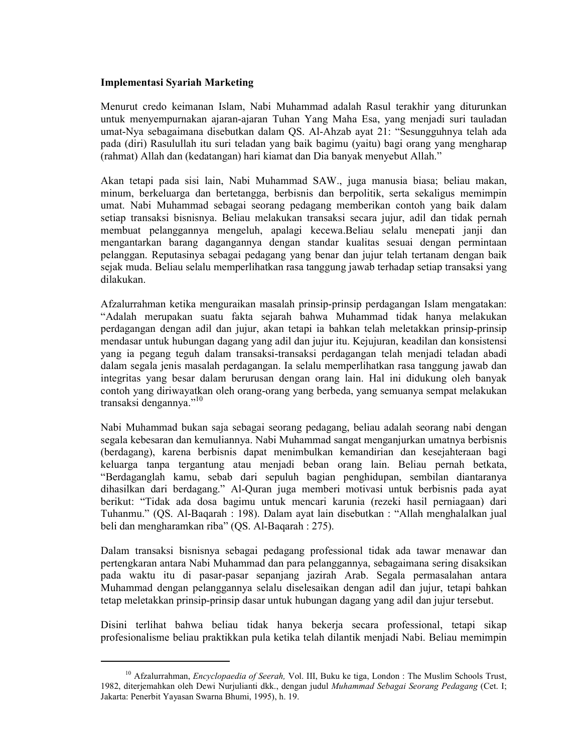**Implementasi Syariah Marketing**

Menurut credo keimanan Islam, Nabi Muhammad adalah Rasul terakhir yang diturunkan untuk menyempurnakan ajaran-ajaran Tuhan Yang Maha Esa, yang menjadi suri tauladan umat-Nya sebagaimana disebutkan dalam QS. Al-Ahzab ayat 21: "Sesungguhnya telah ada pada (diri) Rasulullah itu suri teladan yang baik bagimu (yaitu) bagi orang yang mengharap (rahmat) Allah dan (kedatangan) hari kiamat dan Dia banyak menyebut Allah."

Akan tetapi pada sisi lain, Nabi Muhammad SAW., juga manusia biasa; beliau makan, minum, berkeluarga dan bertetangga, berbisnis dan berpolitik, serta sekaligus memimpin umat. Nabi Muhammad sebagai seorang pedagang memberikan contoh yang baik dalam setiap transaksi bisnisnya. Beliau melakukan transaksi secara jujur, adil dan tidak pernah membuat pelanggannya mengeluh, apalagi kecewa.Beliau selalu menepati janji dan mengantarkan barang dagangannya dengan standar kualitas sesuai dengan permintaan pelanggan. Reputasinya sebagai pedagang yang benar dan jujur telah tertanam dengan baik sejak muda. Beliau selalu memperlihatkan rasa tanggung jawab terhadap setiap transaksi yang dilakukan.

Afzalurrahman ketika menguraikan masalah prinsip-prinsip perdagangan Islam mengatakan: "Adalah merupakan suatu fakta sejarah bahwa Muhammad tidak hanya melakukan perdagangan dengan adil dan jujur, akan tetapi ia bahkan telah meletakkan prinsip-prinsip mendasar untuk hubungan dagang yang adil dan jujur itu. Kejujuran, keadilan dan konsistensi yang ia pegang teguh dalam transaksi-transaksi perdagangan telah menjadi teladan abadi dalam segala jenis masalah perdagangan. Ia selalu memperlihatkan rasa tanggung jawab dan integritas yang besar dalam berurusan dengan orang lain. Hal ini didukung oleh banyak contoh yang diriwayatkan oleh orang-orang yang berbeda, yang semuanya sempat melakukan transaksi dengannya."[10]

Nabi Muhammad bukan saja sebagai seorang pedagang, beliau adalah seorang nabi dengan segala kebesaran dan kemuliannya. Nabi Muhammad sangat menganjurkan umatnya berbisnis (berdagang), karena berbisnis dapat menimbulkan kemandirian dan kesejahteraan bagi keluarga tanpa tergantung atau menjadi beban orang lain. Beliau pernah betkata, "Berdaganglah kamu, sebab dari sepuluh bagian penghidupan, sembilan diantaranya dihasilkan dari berdagang." Al-Quran juga memberi motivasi untuk berbisnis pada ayat berikut: "Tidak ada dosa bagimu untuk mencari karunia (rezeki hasil perniagaan) dari Tuhanmu." (QS. Al-Baqarah : 198). Dalam ayat lain disebutkan : "Allah menghalalkan jual beli dan mengharamkan riba" (QS. Al-Baqarah : 275).

Dalam transaksi bisnisnya sebagai pedagang professional tidak ada tawar menawar dan pertengkaran antara Nabi Muhammad dan para pelanggannya, sebagaimana sering disaksikan pada waktu itu di pasar-pasar sepanjang jazirah Arab. Segala permasalahan antara Muhammad dengan pelanggannya selalu diselesaikan dengan adil dan jujur, tetapi bahkan tetap meletakkan prinsip-prinsip dasar untuk hubungan dagang yang adil dan jujur tersebut.

Disini terlihat bahwa beliau tidak hanya bekerja secara professional, tetapi sikap profesionalisme beliau praktikkan pula ketika telah dilantik menjadi Nabi. Beliau memimpin

---

[10] Afzalurrahman, *Encyclopaedia of Seerah,* Vol. III, Buku ke tiga, London : The Muslim Schools Trust, 1982, diterjemahkan oleh Dewi Nurjulianti dkk., dengan judul *Muhammad Sebagai Seorang Pedagang* (Cet. I; Jakarta: Penerbit Yayasan Swarna Bhumi, 1995), h. 19.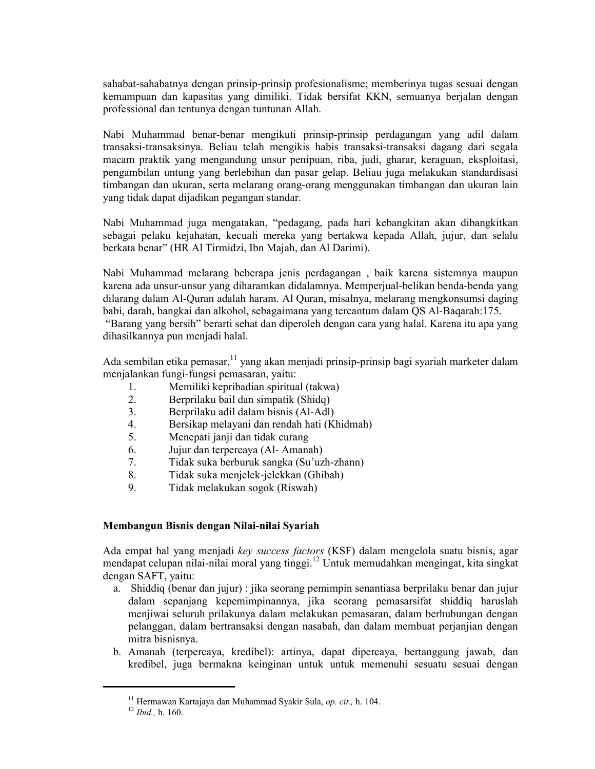sahabat-sahabatnya dengan prinsip-prinsip profesionalisme; memberinya tugas sesuai dengan kemampuan dan kapasitas yang dimiliki. Tidak bersifat KKN, semuanya berjalan dengan professional dan tentunya dengan tuntunan Allah.

Nabi Muhammad benar-benar mengikuti prinsip-prinsip perdagangan yang adil dalam transaksi-transaksinya. Beliau telah mengikis habis transaksi-transaksi dagang dari segala macam praktik yang mengandung unsur penipuan, riba, judi, gharar, keraguan, eksploitasi, pengambilan untung yang berlebihan dan pasar gelap. Beliau juga melakukan standardisasi timbangan dan ukuran, serta melarang orang-orang menggunakan timbangan dan ukuran lain yang tidak dapat dijadikan pegangan standar.

Nabi Muhammad juga mengatakan, "pedagang, pada hari kebangkitan akan dibangkitkan sebagai pelaku kejahatan, kecuali mereka yang bertakwa kepada Allah, jujur, dan selalu berkata benar" (HR Al Tirmidzi, Ibn Majah, dan Al Darimi).

Nabi Muhammad melarang beberapa jenis perdagangan , baik karena sistemnya maupun karena ada unsur-unsur yang diharamkan didalamnya. Memperjual-belikan benda-benda yang dilarang dalam Al-Quran adalah haram. Al Quran, misalnya, melarang mengkonsumsi daging babi, darah, bangkai dan alkohol, sebagaimana yang tercantum dalam QS Al-Baqarah:175.
"Barang yang bersih" berarti sehat dan diperoleh dengan cara yang halal. Karena itu apa yang dihasilkannya pun menjadi halal.

Ada sembilan etika pemasar,[11] yang akan menjadi prinsip-prinsip bagi syariah marketer dalam menjalankan fungi-fungsi pemasaran, yaitu:

1. Memiliki kepribadian spiritual (takwa)
2. Berprilaku bail dan simpatik (Shidq)
3. Berprilaku adil dalam bisnis (Al-Adl)
4. Bersikap melayani dan rendah hati (Khidmah)
5. Menepati janji dan tidak curang
6. Jujur dan terpercaya (Al- Amanah)
7. Tidak suka berburuk sangka (Su'uzh-zhann)
8. Tidak suka menjelek-jelekkan (Ghibah)
9. Tidak melakukan sogok (Riswah)

**Membangun Bisnis dengan Nilai-nilai Syariah**

Ada empat hal yang menjadi *key success factors* (KSF) dalam mengelola suatu bisnis, agar mendapat celupan nilai-nilai moral yang tinggi.[12] Untuk memudahkan mengingat, kita singkat dengan SAFT, yaitu:

a. Shiddiq (benar dan jujur) : jika seorang pemimpin senantiasa berprilaku benar dan jujur dalam sepanjang kepemimpinannya, jika seorang pemasarsifat shiddiq haruslah menjiwai seluruh prilakunya dalam melakukan pemasaran, dalam berhubungan dengan pelanggan, dalam bertransaksi dengan nasabah, dan dalam membuat perjanjian dengan mitra bisnisnya.
b. Amanah (terpercaya, kredibel): artinya, dapat dipercaya, bertanggung jawab, dan kredibel, juga bermakna keinginan untuk untuk memenuhi sesuatu sesuai dengan

---

[11] Hermawan Kartajaya dan Muhammad Syakir Sula, *op. cit.,* h. 104.
[12] *Ibid.,* h. 160.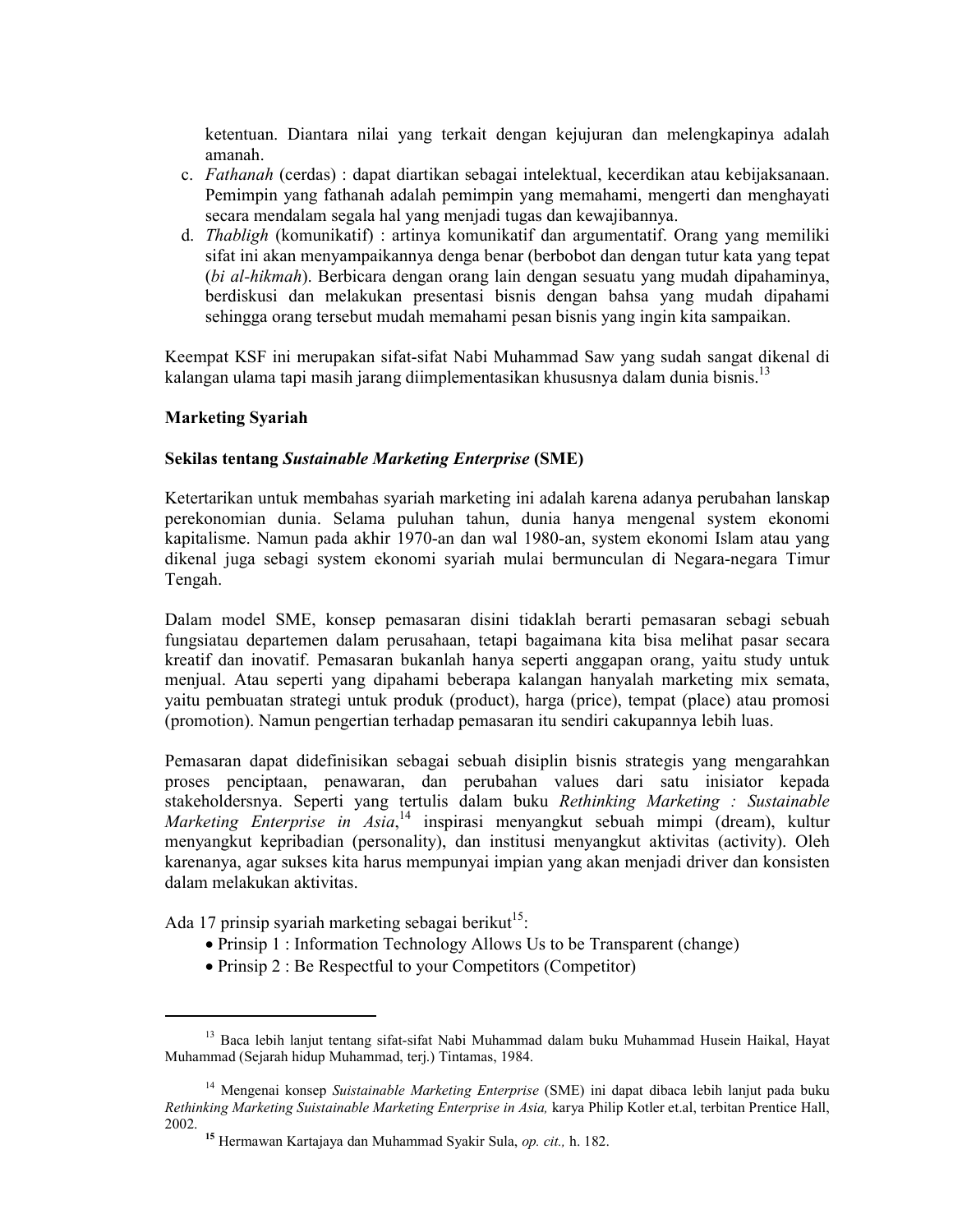ketentuan. Diantara nilai yang terkait dengan kejujuran dan melengkapinya adalah amanah.

c. *Fathanah* (cerdas) : dapat diartikan sebagai intelektual, kecerdikan atau kebijaksanaan. Pemimpin yang fathanah adalah pemimpin yang memahami, mengerti dan menghayati secara mendalam segala hal yang menjadi tugas dan kewajibannya.
d. *Thabligh* (komunikatif) : artinya komunikatif dan argumentatif. Orang yang memiliki sifat ini akan menyampaikannya denga benar (berbobot dan dengan tutur kata yang tepat (*bi al-hikmah*). Berbicara dengan orang lain dengan sesuatu yang mudah dipahaminya, berdiskusi dan melakukan presentasi bisnis dengan bahsa yang mudah dipahami sehingga orang tersebut mudah memahami pesan bisnis yang ingin kita sampaikan.

Keempat KSF ini merupakan sifat-sifat Nabi Muhammad Saw yang sudah sangat dikenal di kalangan ulama tapi masih jarang diimplementasikan khususnya dalam dunia bisnis.[13]

**Marketing Syariah**

**Sekilas tentang *Sustainable Marketing Enterprise* (SME)**

Ketertarikan untuk membahas syariah marketing ini adalah karena adanya perubahan lanskap perekonomian dunia. Selama puluhan tahun, dunia hanya mengenal system ekonomi kapitalisme. Namun pada akhir 1970-an dan wal 1980-an, system ekonomi Islam atau yang dikenal juga sebagi system ekonomi syariah mulai bermunculan di Negara-negara Timur Tengah.

Dalam model SME, konsep pemasaran disini tidaklah berarti pemasaran sebagi sebuah fungsiatau departemen dalam perusahaan, tetapi bagaimana kita bisa melihat pasar secara kreatif dan inovatif. Pemasaran bukanlah hanya seperti anggapan orang, yaitu study untuk menjual. Atau seperti yang dipahami beberapa kalangan hanyalah marketing mix semata, yaitu pembuatan strategi untuk produk (product), harga (price), tempat (place) atau promosi (promotion). Namun pengertian terhadap pemasaran itu sendiri cakupannya lebih luas.

Pemasaran dapat didefinisikan sebagai sebuah disiplin bisnis strategis yang mengarahkan proses penciptaan, penawaran, dan perubahan values dari satu inisiator kepada stakeholdersnya. Seperti yang tertulis dalam buku *Rethinking Marketing : Sustainable Marketing Enterprise in Asia*,[14] inspirasi menyangkut sebuah mimpi (dream), kultur menyangkut kepribadian (personality), dan institusi menyangkut aktivitas (activity). Oleh karenanya, agar sukses kita harus mempunyai impian yang akan menjadi driver dan konsisten dalam melakukan aktivitas.

Ada 17 prinsip syariah marketing sebagai berikut[15]:

- Prinsip 1 : Information Technology Allows Us to be Transparent (change)
- Prinsip 2 : Be Respectful to your Competitors (Competitor)

---

[13] Baca lebih lanjut tentang sifat-sifat Nabi Muhammad dalam buku Muhammad Husein Haikal, Hayat Muhammad (Sejarah hidup Muhammad, terj.) Tintamas, 1984.

[14] Mengenai konsep *Suistainable Marketing Enterprise* (SME) ini dapat dibaca lebih lanjut pada buku *Rethinking Marketing Suistainable Marketing Enterprise in Asia,* karya Philip Kotler et.al, terbitan Prentice Hall, 2002.

[15] Hermawan Kartajaya dan Muhammad Syakir Sula, *op. cit.,* h. 182.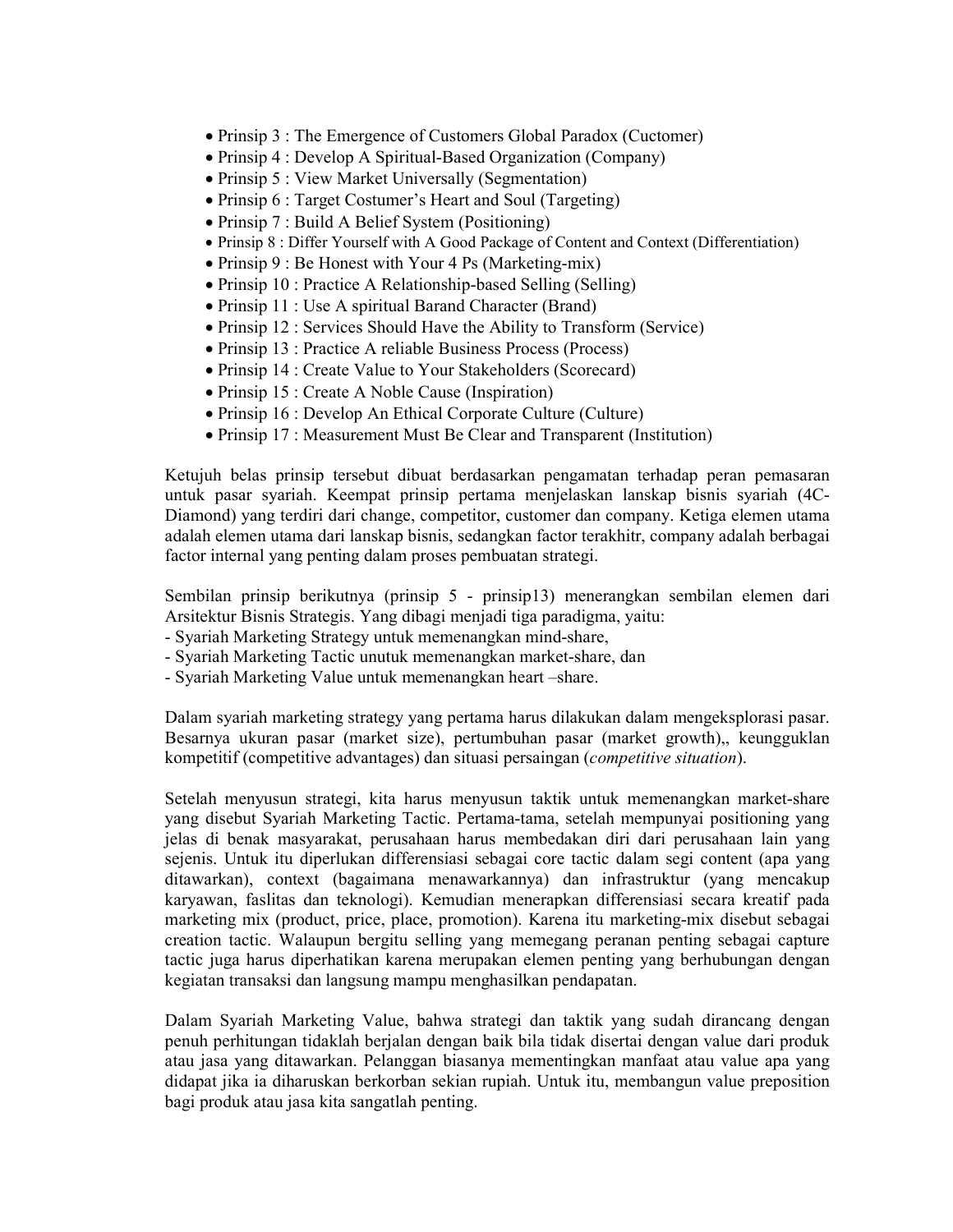- Prinsip 3 : The Emergence of Customers Global Paradox (Cuctomer)
- Prinsip 4 : Develop A Spiritual-Based Organization (Company)
- Prinsip 5 : View Market Universally (Segmentation)
- Prinsip 6 : Target Costumer's Heart and Soul (Targeting)
- Prinsip 7 : Build A Belief System (Positioning)
- Prinsip 8 : Differ Yourself with A Good Package of Content and Context (Differentiation)
- Prinsip 9 : Be Honest with Your 4 Ps (Marketing-mix)
- Prinsip 10 : Practice A Relationship-based Selling (Selling)
- Prinsip 11 : Use A spiritual Barand Character (Brand)
- Prinsip 12 : Services Should Have the Ability to Transform (Service)
- Prinsip 13 : Practice A reliable Business Process (Process)
- Prinsip 14 : Create Value to Your Stakeholders (Scorecard)
- Prinsip 15 : Create A Noble Cause (Inspiration)
- Prinsip 16 : Develop An Ethical Corporate Culture (Culture)
- Prinsip 17 : Measurement Must Be Clear and Transparent (Institution)

Ketujuh belas prinsip tersebut dibuat berdasarkan pengamatan terhadap peran pemasaran untuk pasar syariah. Keempat prinsip pertama menjelaskan lanskap bisnis syariah (4C-Diamond) yang terdiri dari change, competitor, customer dan company. Ketiga elemen utama adalah elemen utama dari lanskap bisnis, sedangkan factor terakhitr, company adalah berbagai factor internal yang penting dalam proses pembuatan strategi.

Sembilan prinsip berikutnya (prinsip 5 - prinsip13) menerangkan sembilan elemen dari Arsitektur Bisnis Strategis. Yang dibagi menjadi tiga paradigma, yaitu:
- Syariah Marketing Strategy untuk memenangkan mind-share,
- Syariah Marketing Tactic unutuk memenangkan market-share, dan
- Syariah Marketing Value untuk memenangkan heart –share.

Dalam syariah marketing strategy yang pertama harus dilakukan dalam mengeksplorasi pasar. Besarnya ukuran pasar (market size), pertumbuhan pasar (market growth),, keungguklan kompetitif (competitive advantages) dan situasi persaingan (*competitive situation*).

Setelah menyusun strategi, kita harus menyusun taktik untuk memenangkan market-share yang disebut Syariah Marketing Tactic. Pertama-tama, setelah mempunyai positioning yang jelas di benak masyarakat, perusahaan harus membedakan diri dari perusahaan lain yang sejenis. Untuk itu diperlukan differensiasi sebagai core tactic dalam segi content (apa yang ditawarkan), context (bagaimana menawarkannya) dan infrastruktur (yang mencakup karyawan, faslitas dan teknologi). Kemudian menerapkan differensiasi secara kreatif pada marketing mix (product, price, place, promotion). Karena itu marketing-mix disebut sebagai creation tactic. Walaupun bergitu selling yang memegang peranan penting sebagai capture tactic juga harus diperhatikan karena merupakan elemen penting yang berhubungan dengan kegiatan transaksi dan langsung mampu menghasilkan pendapatan.

Dalam Syariah Marketing Value, bahwa strategi dan taktik yang sudah dirancang dengan penuh perhitungan tidaklah berjalan dengan baik bila tidak disertai dengan value dari produk atau jasa yang ditawarkan. Pelanggan biasanya mementingkan manfaat atau value apa yang didapat jika ia diharuskan berkorban sekian rupiah. Untuk itu, membangun value preposition bagi produk atau jasa kita sangatlah penting.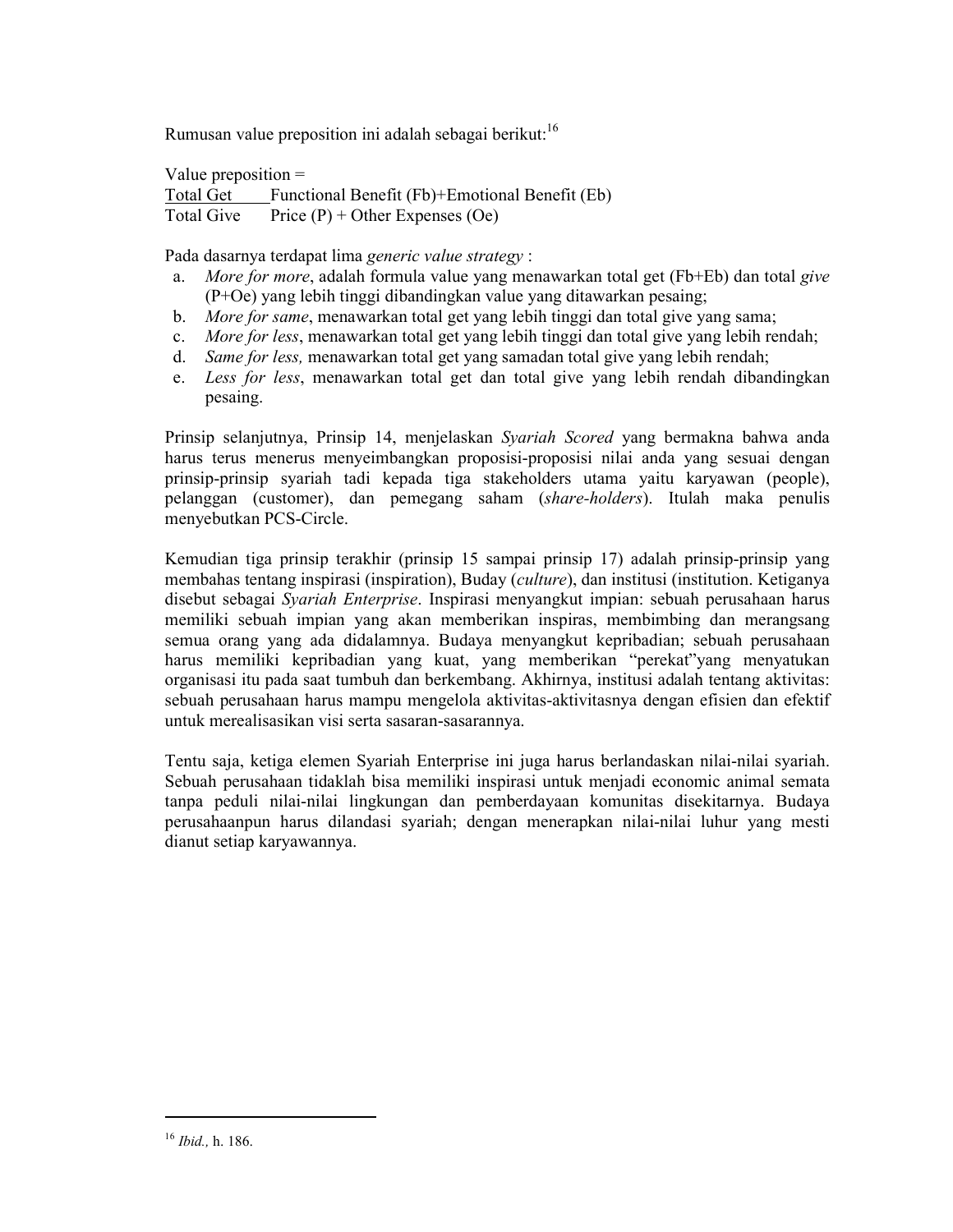Rumusan value preposition ini adalah sebagai berikut:[16]

Value preposition =

| Total Get | Functional Benefit (Fb)+Emotional Benefit (Eb) |
|---|---|
| Total Give | Price (P) + Other Expenses (Oe) |

Pada dasarnya terdapat lima *generic value strategy* :

a. *More for more*, adalah formula value yang menawarkan total get (Fb+Eb) dan total *give* (P+Oe) yang lebih tinggi dibandingkan value yang ditawarkan pesaing;
b. *More for same*, menawarkan total get yang lebih tinggi dan total give yang sama;
c. *More for less*, menawarkan total get yang lebih tinggi dan total give yang lebih rendah;
d. *Same for less,* menawarkan total get yang samadan total give yang lebih rendah;
e. *Less for less*, menawarkan total get dan total give yang lebih rendah dibandingkan pesaing.

Prinsip selanjutnya, Prinsip 14, menjelaskan *Syariah Scored* yang bermakna bahwa anda harus terus menerus menyeimbangkan proposisi-proposisi nilai anda yang sesuai dengan prinsip-prinsip syariah tadi kepada tiga stakeholders utama yaitu karyawan (people), pelanggan (customer), dan pemegang saham (*share-holders*). Itulah maka penulis menyebutkan PCS-Circle.

Kemudian tiga prinsip terakhir (prinsip 15 sampai prinsip 17) adalah prinsip-prinsip yang membahas tentang inspirasi (inspiration), Buday (*culture*), dan institusi (institution. Ketiganya disebut sebagai *Syariah Enterprise*. Inspirasi menyangkut impian: sebuah perusahaan harus memiliki sebuah impian yang akan memberikan inspiras, membimbing dan merangsang semua orang yang ada didalamnya. Budaya menyangkut kepribadian; sebuah perusahaan harus memiliki kepribadian yang kuat, yang memberikan "perekat"yang menyatukan organisasi itu pada saat tumbuh dan berkembang. Akhirnya, institusi adalah tentang aktivitas: sebuah perusahaan harus mampu mengelola aktivitas-aktivitasnya dengan efisien dan efektif untuk merealisasikan visi serta sasaran-sasarannya.

Tentu saja, ketiga elemen Syariah Enterprise ini juga harus berlandaskan nilai-nilai syariah. Sebuah perusahaan tidaklah bisa memiliki inspirasi untuk menjadi economic animal semata tanpa peduli nilai-nilai lingkungan dan pemberdayaan komunitas disekitarnya. Budaya perusahaanpun harus dilandasi syariah; dengan menerapkan nilai-nilai luhur yang mesti dianut setiap karyawannya.

---

[16] *Ibid.*, h. 186.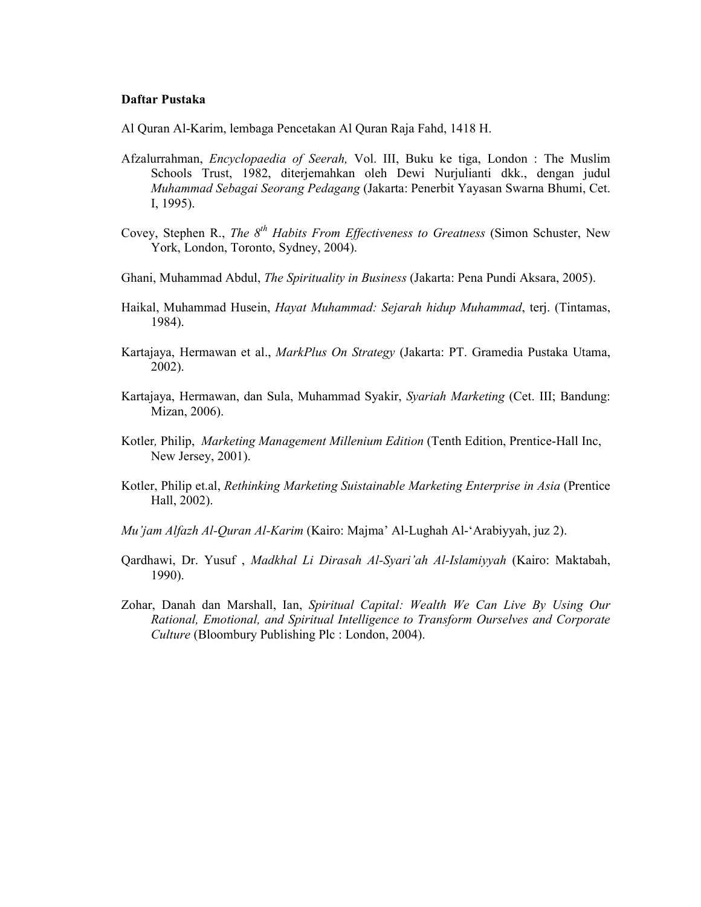**Daftar Pustaka**

Al Quran Al-Karim, lembaga Pencetakan Al Quran Raja Fahd, 1418 H.

Afzalurrahman, *Encyclopaedia of Seerah,* Vol. III, Buku ke tiga, London : The Muslim Schools Trust, 1982, diterjemahkan oleh Dewi Nurjulianti dkk., dengan judul *Muhammad Sebagai Seorang Pedagang* (Jakarta: Penerbit Yayasan Swarna Bhumi, Cet. I, 1995).

Covey, Stephen R., *The 8th Habits From Effectiveness to Greatness* (Simon Schuster, New York, London, Toronto, Sydney, 2004).

Ghani, Muhammad Abdul, *The Spirituality in Business* (Jakarta: Pena Pundi Aksara, 2005).

Haikal, Muhammad Husein, *Hayat Muhammad: Sejarah hidup Muhammad*, terj. (Tintamas, 1984).

Kartajaya, Hermawan et al., *MarkPlus On Strategy* (Jakarta: PT. Gramedia Pustaka Utama, 2002).

Kartajaya, Hermawan, dan Sula, Muhammad Syakir, *Syariah Marketing* (Cet. III; Bandung: Mizan, 2006).

Kotler, Philip, *Marketing Management Millenium Edition* (Tenth Edition, Prentice-Hall Inc, New Jersey, 2001).

Kotler, Philip et.al, *Rethinking Marketing Suistainable Marketing Enterprise in Asia* (Prentice Hall, 2002).

*Mu'jam Alfazh Al-Quran Al-Karim* (Kairo: Majma' Al-Lughah Al-'Arabiyyah, juz 2).

Qardhawi, Dr. Yusuf , *Madkhal Li Dirasah Al-Syari'ah Al-Islamiyyah* (Kairo: Maktabah, 1990).

Zohar, Danah dan Marshall, Ian, *Spiritual Capital: Wealth We Can Live By Using Our Rational, Emotional, and Spiritual Intelligence to Transform Ourselves and Corporate Culture* (Bloombury Publishing Plc : London, 2004).